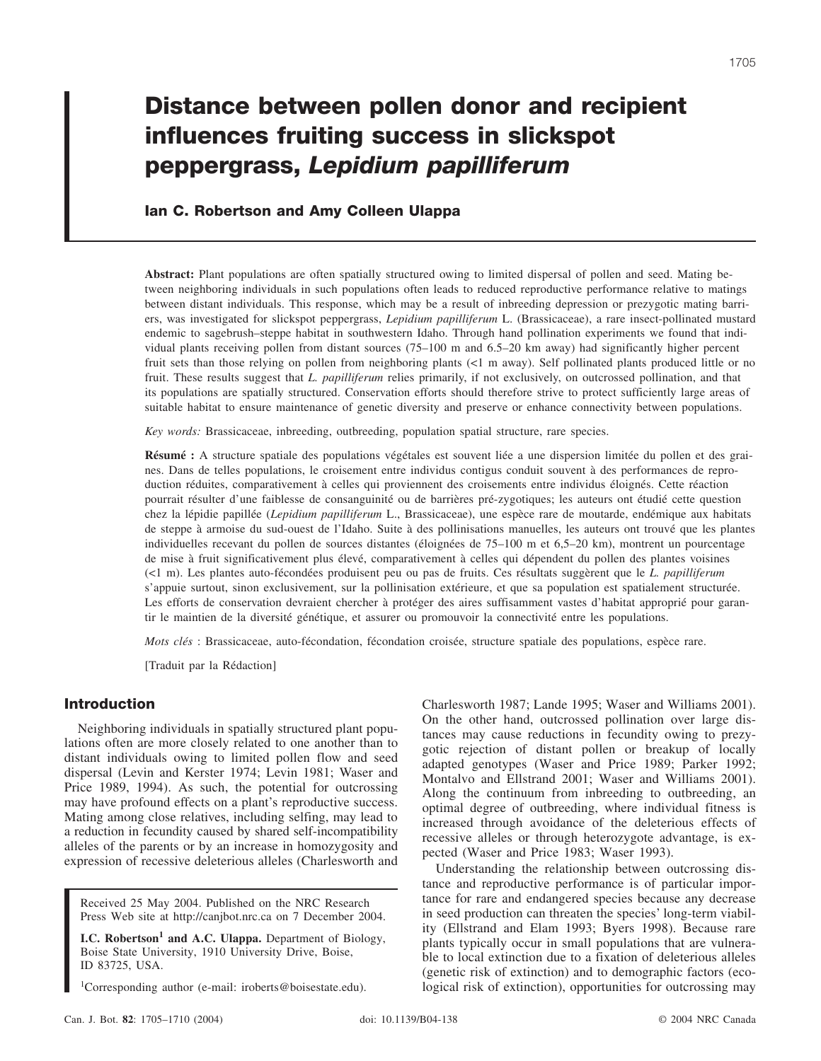# Distance between pollen donor and recipient influences fruiting success in slickspot peppergrass, *Lepidium papilliferum*

**Ian C. Robertson and Amy Colleen Ulappa**

**Abstract:** Plant populations are often spatially structured owing to limited dispersal of pollen and seed. Mating between neighboring individuals in such populations often leads to reduced reproductive performance relative to matings between distant individuals. This response, which may be a result of inbreeding depression or prezygotic mating barriers, was investigated for slickspot peppergrass, *Lepidium papilliferum* L. (Brassicaceae), a rare insect-pollinated mustard endemic to sagebrush–steppe habitat in southwestern Idaho. Through hand pollination experiments we found that individual plants receiving pollen from distant sources (75–100 m and 6.5–20 km away) had significantly higher percent fruit sets than those relying on pollen from neighboring plants (<1 m away). Self pollinated plants produced little or no fruit. These results suggest that *L. papilliferum* relies primarily, if not exclusively, on outcrossed pollination, and that its populations are spatially structured. Conservation efforts should therefore strive to protect sufficiently large areas of suitable habitat to ensure maintenance of genetic diversity and preserve or enhance connectivity between populations.

*Key words:* Brassicaceae, inbreeding, outbreeding, population spatial structure, rare species.

**Résumé :** A structure spatiale des populations végétales est souvent liée a une dispersion limitée du pollen et des graines. Dans de telles populations, le croisement entre individus contigus conduit souvent à des performances de reproduction réduites, comparativement à celles qui proviennent des croisements entre individus éloignés. Cette réaction pourrait résulter d'une faiblesse de consanguinité ou de barrières pré-zygotiques; les auteurs ont étudié cette question chez la lépidie papillée (*Lepidium papilliferum* L., Brassicaceae), une espèce rare de moutarde, endémique aux habitats de steppe à armoise du sud-ouest de l'Idaho. Suite à des pollinisations manuelles, les auteurs ont trouvé que les plantes individuelles recevant du pollen de sources distantes (éloignées de 75–100 m et 6,5–20 km), montrent un pourcentage de mise à fruit significativement plus élevé, comparativement à celles qui dépendent du pollen des plantes voisines (<1 m). Les plantes auto-fécondées produisent peu ou pas de fruits. Ces résultats suggèrent que le *L. papilliferum* s'appuie surtout, sinon exclusivement, sur la pollinisation extérieure, et que sa population est spatialement structurée. Les efforts de conservation devraient chercher à protéger des aires suffisamment vastes d'habitat approprié pour garantir le maintien de la diversité génétique, et assurer ou promouvoir la connectivité entre les populations.

*Mots clés* : Brassicaceae, auto-fécondation, fécondation croisée, structure spatiale des populations, espèce rare.

[Traduit par la Rédaction]

## Introduction

Neighboring individuals in spatially structured plant populations often are more closely related to one another than to distant individuals owing to limited pollen flow and seed dispersal (Levin and Kerster 1974; Levin 1981; Waser and Price 1989, 1994). As such, the potential for outcrossing may have profound effects on a plant's reproductive success. Mating among close relatives, including selfing, may lead to a reduction in fecundity caused by shared self-incompatibility alleles of the parents or by an increase in homozygosity and expression of recessive deleterious alleles (Charlesworth and Charlesworth 1987; Lande 1995; Waser and Williams 2001). On the other hand, outcrossed pollination over large distances may cause reductions in fecundity owing to prezygotic rejection of distant pollen or breakup of locally adapted genotypes (Waser and Price 1989; Parker 1992; Montalvo and Ellstrand 2001; Waser and Williams 2001). Along the continuum from inbreeding to outbreeding, an optimal degree of outbreeding, where individual fitness is increased through avoidance of the deleterious effects of recessive alleles or through heterozygote advantage, is expected (Waser and Price 1983; Waser 1993).

Understanding the relationship between outcrossing distance and reproductive performance is of particular importance for rare and endangered species because any decrease in seed production can threaten the species' long-term viability (Ellstrand and Elam 1993; Byers 1998). Because rare plants typically occur in small populations that are vulnerable to local extinction due to a fixation of deleterious alleles (genetic risk of extinction) and to demographic factors (ecological risk of extinction), opportunities for outcrossing may

Received 25 May 2004. Published on the NRC Research Press Web site at http://canjbot.nrc.ca on 7 December 2004.

**I.C. Robertson[1] and A.C. Ulappa.** Department of Biology, Boise State University, 1910 University Drive, Boise, ID 83725, USA.

[1]Corresponding author (e-mail: iroberts@boisestate.edu).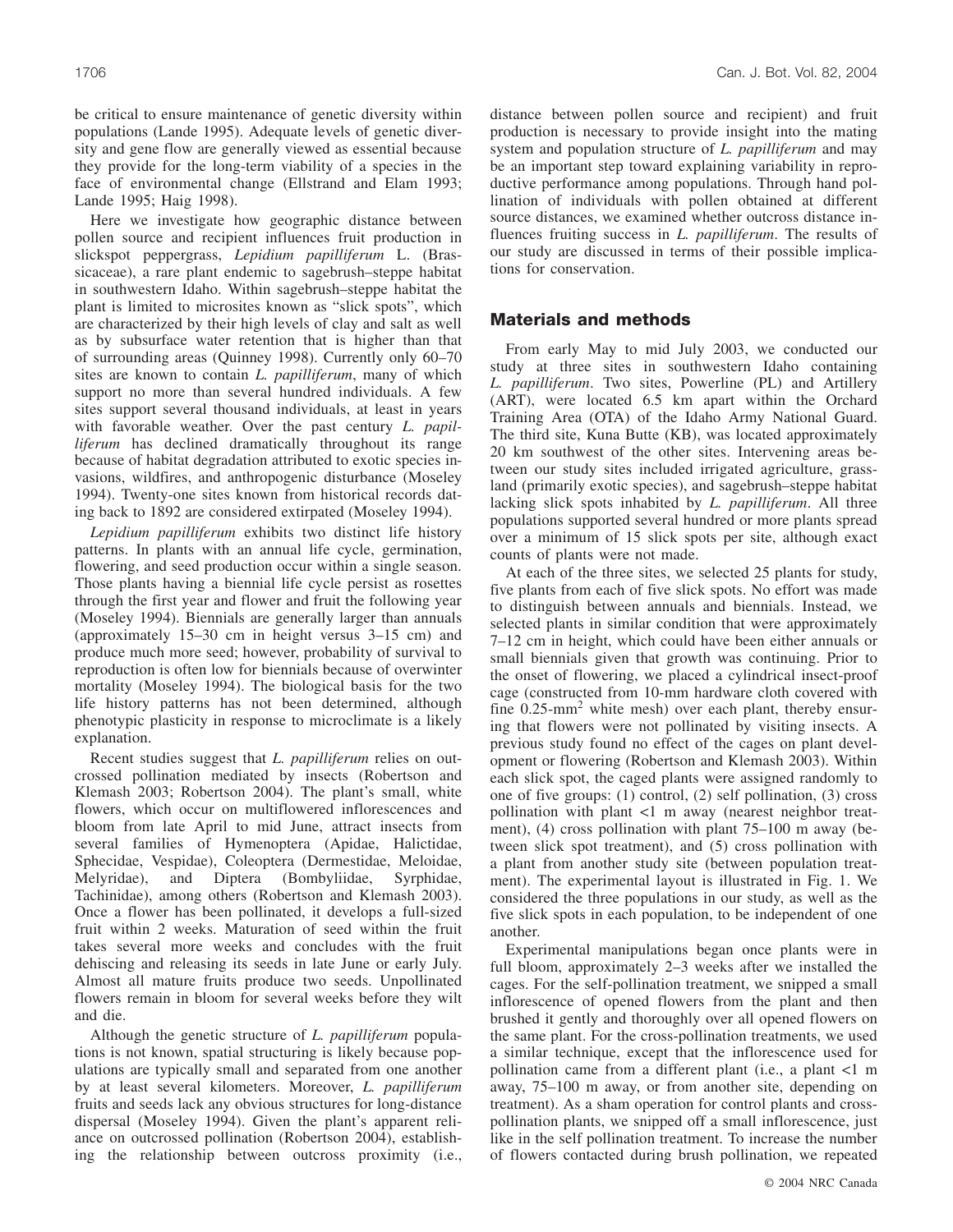be critical to ensure maintenance of genetic diversity within populations (Lande 1995). Adequate levels of genetic diversity and gene flow are generally viewed as essential because they provide for the long-term viability of a species in the face of environmental change (Ellstrand and Elam 1993; Lande 1995; Haig 1998).

Here we investigate how geographic distance between pollen source and recipient influences fruit production in slickspot peppergrass, *Lepidium papilliferum* L. (Brassicaceae), a rare plant endemic to sagebrush–steppe habitat in southwestern Idaho. Within sagebrush–steppe habitat the plant is limited to microsites known as "slick spots", which are characterized by their high levels of clay and salt as well as by subsurface water retention that is higher than that of surrounding areas (Quinney 1998). Currently only 60–70 sites are known to contain *L. papilliferum*, many of which support no more than several hundred individuals. A few sites support several thousand individuals, at least in years with favorable weather. Over the past century *L. papilliferum* has declined dramatically throughout its range because of habitat degradation attributed to exotic species invasions, wildfires, and anthropogenic disturbance (Moseley 1994). Twenty-one sites known from historical records dating back to 1892 are considered extirpated (Moseley 1994).

*Lepidium papilliferum* exhibits two distinct life history patterns. In plants with an annual life cycle, germination, flowering, and seed production occur within a single season. Those plants having a biennial life cycle persist as rosettes through the first year and flower and fruit the following year (Moseley 1994). Biennials are generally larger than annuals (approximately 15–30 cm in height versus 3–15 cm) and produce much more seed; however, probability of survival to reproduction is often low for biennials because of overwinter mortality (Moseley 1994). The biological basis for the two life history patterns has not been determined, although phenotypic plasticity in response to microclimate is a likely explanation.

Recent studies suggest that *L. papilliferum* relies on outcrossed pollination mediated by insects (Robertson and Klemash 2003; Robertson 2004). The plant's small, white flowers, which occur on multiflowered inflorescences and bloom from late April to mid June, attract insects from several families of Hymenoptera (Apidae, Halictidae, Sphecidae, Vespidae), Coleoptera (Dermestidae, Meloidae, Melyridae), and Diptera (Bombyliidae, Syrphidae, Tachinidae), among others (Robertson and Klemash 2003). Once a flower has been pollinated, it develops a full-sized fruit within 2 weeks. Maturation of seed within the fruit takes several more weeks and concludes with the fruit dehiscing and releasing its seeds in late June or early July. Almost all mature fruits produce two seeds. Unpollinated flowers remain in bloom for several weeks before they wilt and die.

Although the genetic structure of *L. papilliferum* populations is not known, spatial structuring is likely because populations are typically small and separated from one another by at least several kilometers. Moreover, *L. papilliferum* fruits and seeds lack any obvious structures for long-distance dispersal (Moseley 1994). Given the plant's apparent reliance on outcrossed pollination (Robertson 2004), establishing the relationship between outcross proximity (i.e., distance between pollen source and recipient) and fruit production is necessary to provide insight into the mating system and population structure of *L. papilliferum* and may be an important step toward explaining variability in reproductive performance among populations. Through hand pollination of individuals with pollen obtained at different source distances, we examined whether outcross distance influences fruiting success in *L. papilliferum*. The results of our study are discussed in terms of their possible implications for conservation.

## Materials and methods

From early May to mid July 2003, we conducted our study at three sites in southwestern Idaho containing *L. papilliferum*. Two sites, Powerline (PL) and Artillery (ART), were located 6.5 km apart within the Orchard Training Area (OTA) of the Idaho Army National Guard. The third site, Kuna Butte (KB), was located approximately 20 km southwest of the other sites. Intervening areas between our study sites included irrigated agriculture, grassland (primarily exotic species), and sagebrush–steppe habitat lacking slick spots inhabited by *L. papilliferum*. All three populations supported several hundred or more plants spread over a minimum of 15 slick spots per site, although exact counts of plants were not made.

At each of the three sites, we selected 25 plants for study, five plants from each of five slick spots. No effort was made to distinguish between annuals and biennials. Instead, we selected plants in similar condition that were approximately 7–12 cm in height, which could have been either annuals or small biennials given that growth was continuing. Prior to the onset of flowering, we placed a cylindrical insect-proof cage (constructed from 10-mm hardware cloth covered with fine 0.25-mm$^2$ white mesh) over each plant, thereby ensuring that flowers were not pollinated by visiting insects. A previous study found no effect of the cages on plant development or flowering (Robertson and Klemash 2003). Within each slick spot, the caged plants were assigned randomly to one of five groups: (1) control, (2) self pollination, (3) cross pollination with plant <1 m away (nearest neighbor treatment), (4) cross pollination with plant 75–100 m away (between slick spot treatment), and (5) cross pollination with a plant from another study site (between population treatment). The experimental layout is illustrated in Fig. 1. We considered the three populations in our study, as well as the five slick spots in each population, to be independent of one another.

Experimental manipulations began once plants were in full bloom, approximately 2–3 weeks after we installed the cages. For the self-pollination treatment, we snipped a small inflorescence of opened flowers from the plant and then brushed it gently and thoroughly over all opened flowers on the same plant. For the cross-pollination treatments, we used a similar technique, except that the inflorescence used for pollination came from a different plant (i.e., a plant <1 m away, 75–100 m away, or from another site, depending on treatment). As a sham operation for control plants and cross-pollination plants, we snipped off a small inflorescence, just like in the self pollination treatment. To increase the number of flowers contacted during brush pollination, we repeated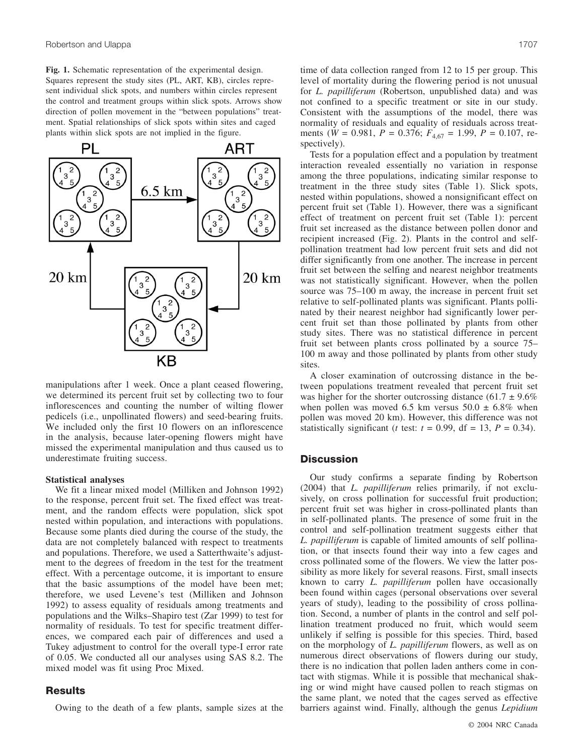**Fig. 1.** Schematic representation of the experimental design. Squares represent the study sites (PL, ART, KB), circles represent individual slick spots, and numbers within circles represent the control and treatment groups within slick spots. Arrows show direction of pollen movement in the "between populations" treatment. Spatial relationships of slick spots within sites and caged plants within slick spots are not implied in the figure.

manipulations after 1 week. Once a plant ceased flowering, we determined its percent fruit set by collecting two to four inflorescences and counting the number of wilting flower pedicels (i.e., unpollinated flowers) and seed-bearing fruits. We included only the first 10 flowers on an inflorescence in the analysis, because later-opening flowers might have missed the experimental manipulation and thus caused us to underestimate fruiting success.

### Statistical analyses

We fit a linear mixed model (Milliken and Johnson 1992) to the response, percent fruit set. The fixed effect was treatment, and the random effects were population, slick spot nested within population, and interactions with populations. Because some plants died during the course of the study, the data are not completely balanced with respect to treatments and populations. Therefore, we used a Satterthwaite's adjustment to the degrees of freedom in the test for the treatment effect. With a percentage outcome, it is important to ensure that the basic assumptions of the model have been met; therefore, we used Levene's test (Milliken and Johnson 1992) to assess equality of residuals among treatments and populations and the Wilks–Shapiro test (Zar 1999) to test for normality of residuals. To test for specific treatment differences, we compared each pair of differences and used a Tukey adjustment to control for the overall type-I error rate of 0.05. We conducted all our analyses using SAS 8.2. The mixed model was fit using Proc Mixed.

## Results

Owing to the death of a few plants, sample sizes at the time of data collection ranged from 12 to 15 per group. This level of mortality during the flowering period is not unusual for *L. papilliferum* (Robertson, unpublished data) and was not confined to a specific treatment or site in our study. Consistent with the assumptions of the model, there was normality of residuals and equality of residuals across treatments ($W = 0.981$, $P = 0.376$; $F_{4,67} = 1.99$, $P = 0.107$, respectively).

Tests for a population effect and a population by treatment interaction revealed essentially no variation in response among the three populations, indicating similar response to treatment in the three study sites (Table 1). Slick spots, nested within populations, showed a nonsignificant effect on percent fruit set (Table 1). However, there was a significant effect of treatment on percent fruit set (Table 1): percent fruit set increased as the distance between pollen donor and recipient increased (Fig. 2). Plants in the control and self-pollination treatment had low percent fruit sets and did not differ significantly from one another. The increase in percent fruit set between the selfing and nearest neighbor treatments was not statistically significant. However, when the pollen source was 75–100 m away, the increase in percent fruit set relative to self-pollinated plants was significant. Plants pollinated by their nearest neighbor had significantly lower percent fruit set than those pollinated by plants from other study sites. There was no statistical difference in percent fruit set between plants cross pollinated by a source 75–100 m away and those pollinated by plants from other study sites.

A closer examination of outcrossing distance in the between populations treatment revealed that percent fruit set was higher for the shorter outcrossing distance ($61.7 \pm 9.6\%$ when pollen was moved 6.5 km versus $50.0 \pm 6.8\%$ when pollen was moved 20 km). However, this difference was not statistically significant (*t* test: $t = 0.99$, df = 13, $P = 0.34$).

## Discussion

Our study confirms a separate finding by Robertson (2004) that *L. papilliferum* relies primarily, if not exclusively, on cross pollination for successful fruit production; percent fruit set was higher in cross-pollinated plants than in self-pollinated plants. The presence of some fruit in the control and self-pollination treatment suggests either that *L. papilliferum* is capable of limited amounts of self pollination, or that insects found their way into a few cages and cross pollinated some of the flowers. We view the latter possibility as more likely for several reasons. First, small insects known to carry *L. papilliferum* pollen have occasionally been found within cages (personal observations over several years of study), leading to the possibility of cross pollination. Second, a number of plants in the control and self pollination treatment produced no fruit, which would seem unlikely if selfing is possible for this species. Third, based on the morphology of *L. papilliferum* flowers, as well as on numerous direct observations of flowers during our study, there is no indication that pollen laden anthers come in contact with stigmas. While it is possible that mechanical shaking or wind might have caused pollen to reach stigmas on the same plant, we noted that the cages served as effective barriers against wind. Finally, although the genus *Lepidium*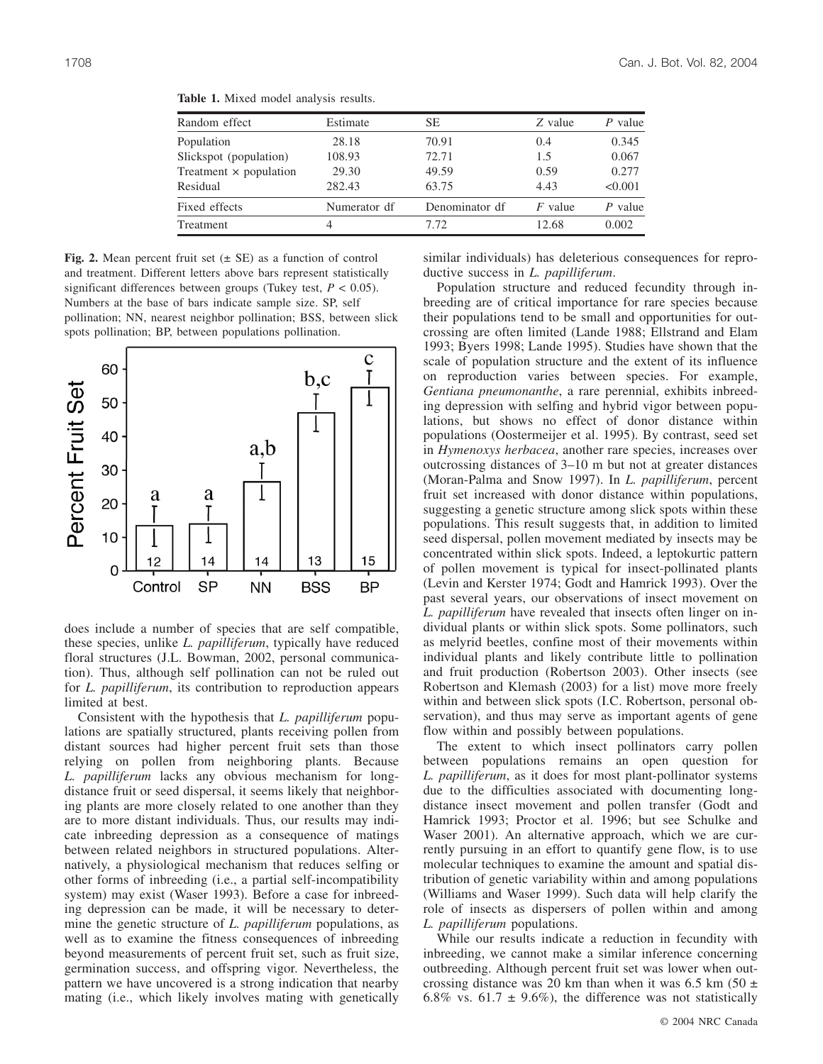**Table 1.** Mixed model analysis results.

| Random effect | Estimate | SE | *Z* value | *P* value |
|---|---|---|---|---|
| Population | 28.18 | 70.91 | 0.4 | 0.345 |
| Slickspot (population) | 108.93 | 72.71 | 1.5 | 0.067 |
| Treatment × population | 29.30 | 49.59 | 0.59 | 0.277 |
| Residual | 282.43 | 63.75 | 4.43 | <0.001 |
| **Fixed effects** | **Numerator df** | **Denominator df** | ***F* value** | ***P* value** |
| Treatment | 4 | 7.72 | 12.68 | 0.002 |

**Fig. 2.** Mean percent fruit set (± SE) as a function of control and treatment. Different letters above bars represent statistically significant differences between groups (Tukey test, $P < 0.05$). Numbers at the base of bars indicate sample size. SP, self pollination; NN, nearest neighbor pollination; BSS, between slick spots pollination; BP, between populations pollination.

does include a number of species that are self compatible, these species, unlike *L. papilliferum*, typically have reduced floral structures (J.L. Bowman, 2002, personal communication). Thus, although self pollination can not be ruled out for *L. papilliferum*, its contribution to reproduction appears limited at best.

Consistent with the hypothesis that *L. papilliferum* populations are spatially structured, plants receiving pollen from distant sources had higher percent fruit sets than those relying on pollen from neighboring plants. Because *L. papilliferum* lacks any obvious mechanism for long-distance fruit or seed dispersal, it seems likely that neighboring plants are more closely related to one another than they are to more distant individuals. Thus, our results may indicate inbreeding depression as a consequence of matings between related neighbors in structured populations. Alternatively, a physiological mechanism that reduces selfing or other forms of inbreeding (i.e., a partial self-incompatibility system) may exist (Waser 1993). Before a case for inbreeding depression can be made, it will be necessary to determine the genetic structure of *L. papilliferum* populations, as well as to examine the fitness consequences of inbreeding beyond measurements of percent fruit set, such as fruit size, germination success, and offspring vigor. Nevertheless, the pattern we have uncovered is a strong indication that nearby mating (i.e., which likely involves mating with genetically similar individuals) has deleterious consequences for reproductive success in *L. papilliferum*.

Population structure and reduced fecundity through inbreeding are of critical importance for rare species because their populations tend to be small and opportunities for outcrossing are often limited (Lande 1988; Ellstrand and Elam 1993; Byers 1998; Lande 1995). Studies have shown that the scale of population structure and the extent of its influence on reproduction varies between species. For example, *Gentiana pneumonanthe*, a rare perennial, exhibits inbreeding depression with selfing and hybrid vigor between populations, but shows no effect of donor distance within populations (Oostermeijer et al. 1995). By contrast, seed set in *Hymenoxys herbacea*, another rare species, increases over outcrossing distances of 3–10 m but not at greater distances (Moran-Palma and Snow 1997). In *L. papilliferum*, percent fruit set increased with donor distance within populations, suggesting a genetic structure among slick spots within these populations. This result suggests that, in addition to limited seed dispersal, pollen movement mediated by insects may be concentrated within slick spots. Indeed, a leptokurtic pattern of pollen movement is typical for insect-pollinated plants (Levin and Kerster 1974; Godt and Hamrick 1993). Over the past several years, our observations of insect movement on *L. papilliferum* have revealed that insects often linger on individual plants or within slick spots. Some pollinators, such as melyrid beetles, confine most of their movements within individual plants and likely contribute little to pollination and fruit production (Robertson 2003). Other insects (see Robertson and Klemash (2003) for a list) move more freely within and between slick spots (I.C. Robertson, personal observation), and thus may serve as important agents of gene flow within and possibly between populations.

The extent to which insect pollinators carry pollen between populations remains an open question for *L. papilliferum*, as it does for most plant-pollinator systems due to the difficulties associated with documenting long-distance insect movement and pollen transfer (Godt and Hamrick 1993; Proctor et al. 1996; but see Schulke and Waser 2001). An alternative approach, which we are currently pursuing in an effort to quantify gene flow, is to use molecular techniques to examine the amount and spatial distribution of genetic variability within and among populations (Williams and Waser 1999). Such data will help clarify the role of insects as dispersers of pollen within and among *L. papilliferum* populations.

While our results indicate a reduction in fecundity with inbreeding, we cannot make a similar inference concerning outbreeding. Although percent fruit set was lower when outcrossing distance was 20 km than when it was 6.5 km (50 ± 6.8% vs. 61.7 ± 9.6%), the difference was not statistically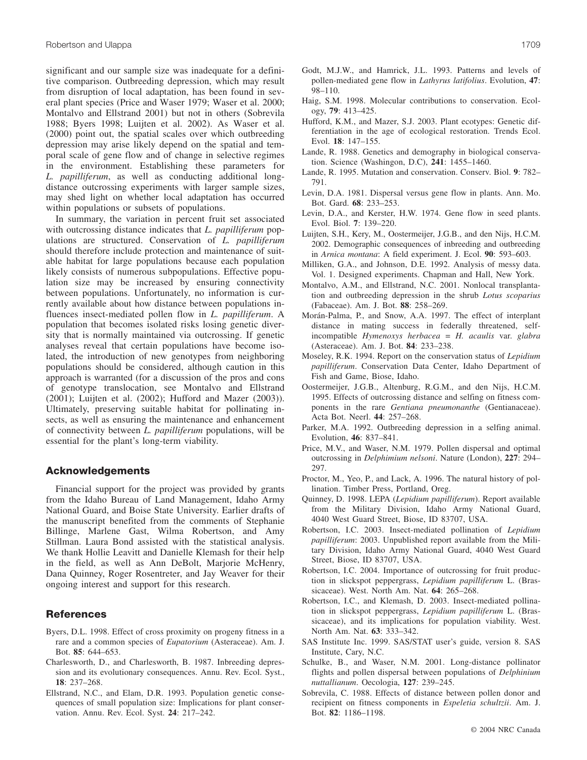significant and our sample size was inadequate for a definitive comparison. Outbreeding depression, which may result from disruption of local adaptation, has been found in several plant species (Price and Waser 1979; Waser et al. 2000; Montalvo and Ellstrand 2001) but not in others (Sobrevila 1988; Byers 1998; Luijten et al. 2002). As Waser et al. (2000) point out, the spatial scales over which outbreeding depression may arise likely depend on the spatial and temporal scale of gene flow and of change in selective regimes in the environment. Establishing these parameters for *L. papilliferum*, as well as conducting additional long-distance outcrossing experiments with larger sample sizes, may shed light on whether local adaptation has occurred within populations or subsets of populations.

In summary, the variation in percent fruit set associated with outcrossing distance indicates that *L. papilliferum* populations are structured. Conservation of *L. papilliferum* should therefore include protection and maintenance of suitable habitat for large populations because each population likely consists of numerous subpopulations. Effective population size may be increased by ensuring connectivity between populations. Unfortunately, no information is currently available about how distance between populations influences insect-mediated pollen flow in *L. papilliferum*. A population that becomes isolated risks losing genetic diversity that is normally maintained via outcrossing. If genetic analyses reveal that certain populations have become isolated, the introduction of new genotypes from neighboring populations should be considered, although caution in this approach is warranted (for a discussion of the pros and cons of genotype translocation, see Montalvo and Ellstrand (2001); Luijten et al. (2002); Hufford and Mazer (2003)). Ultimately, preserving suitable habitat for pollinating insects, as well as ensuring the maintenance and enhancement of connectivity between *L. papilliferum* populations, will be essential for the plant's long-term viability.

## Acknowledgements

Financial support for the project was provided by grants from the Idaho Bureau of Land Management, Idaho Army National Guard, and Boise State University. Earlier drafts of the manuscript benefited from the comments of Stephanie Billinge, Marlene Gast, Wilma Robertson, and Amy Stillman. Laura Bond assisted with the statistical analysis. We thank Hollie Leavitt and Danielle Klemash for their help in the field, as well as Ann DeBolt, Marjorie McHenry, Dana Quinney, Roger Rosentreter, and Jay Weaver for their ongoing interest and support for this research.

## References

Byers, D.L. 1998. Effect of cross proximity on progeny fitness in a rare and a common species of *Eupatorium* (Asteraceae). Am. J. Bot. **85**: 644–653.

Charlesworth, D., and Charlesworth, B. 1987. Inbreeding depression and its evolutionary consequences. Annu. Rev. Ecol. Syst., **18**: 237–268.

Ellstrand, N.C., and Elam, D.R. 1993. Population genetic consequences of small population size: Implications for plant conservation. Annu. Rev. Ecol. Syst. **24**: 217–242.

Godt, M.J.W., and Hamrick, J.L. 1993. Patterns and levels of pollen-mediated gene flow in *Lathyrus latifolius*. Evolution, **47**: 98–110.

Haig, S.M. 1998. Molecular contributions to conservation. Ecology, **79**: 413–425.

Hufford, K.M., and Mazer, S.J. 2003. Plant ecotypes: Genetic differentiation in the age of ecological restoration. Trends Ecol. Evol. **18**: 147–155.

Lande, R. 1988. Genetics and demography in biological conservation. Science (Washington, D.C), **241**: 1455–1460.

Lande, R. 1995. Mutation and conservation. Conserv. Biol. **9**: 782–791.

Levin, D.A. 1981. Dispersal versus gene flow in plants. Ann. Mo. Bot. Gard. **68**: 233–253.

Levin, D.A., and Kerster, H.W. 1974. Gene flow in seed plants. Evol. Biol. **7**: 139–220.

Luijten, S.H., Kery, M., Oostermeijer, J.G.B., and den Nijs, H.C.M. 2002. Demographic consequences of inbreeding and outbreeding in *Arnica montana*: A field experiment. J. Ecol. **90**: 593–603.

Milliken, G.A., and Johnson, D.E. 1992. Analysis of messy data. Vol. 1. Designed experiments. Chapman and Hall, New York.

Montalvo, A.M., and Ellstrand, N.C. 2001. Nonlocal transplantation and outbreeding depression in the shrub *Lotus scoparius* (Fabaceae). Am. J. Bot. **88**: 258–269.

Morán-Palma, P., and Snow, A.A. 1997. The effect of interplant distance in mating success in federally threatened, self-incompatible *Hymenoxys herbacea* = *H. acaulis* var. *glabra* (Asteraceae). Am. J. Bot. **84**: 233–238.

Moseley, R.K. 1994. Report on the conservation status of *Lepidium papilliferum*. Conservation Data Center, Idaho Department of Fish and Game, Biose, Idaho.

Oostermeijer, J.G.B., Altenburg, R.G.M., and den Nijs, H.C.M. 1995. Effects of outcrossing distance and selfing on fitness components in the rare *Gentiana pneumonanthe* (Gentianaceae). Acta Bot. Neerl. **44**: 257–268.

Parker, M.A. 1992. Outbreeding depression in a selfing animal. Evolution, **46**: 837–841.

Price, M.V., and Waser, N.M. 1979. Pollen dispersal and optimal outcrossing in *Delphimium nelsoni*. Nature (London), **227**: 294–297.

Proctor, M., Yeo, P., and Lack, A. 1996. The natural history of pollination. Timber Press, Portland, Oreg.

Quinney, D. 1998. LEPA (*Lepidium papilliferum*). Report available from the Military Division, Idaho Army National Guard, 4040 West Guard Street, Biose, ID 83707, USA.

Robertson, I.C. 2003. Insect-mediated pollination of *Lepidium papilliferum*: 2003. Unpublished report available from the Military Division, Idaho Army National Guard, 4040 West Guard Street, Biose, ID 83707, USA.

Robertson, I.C. 2004. Importance of outcrossing for fruit production in slickspot peppergrass, *Lepidium papilliferum* L. (Brassicaceae). West. North Am. Nat. **64**: 265–268.

Robertson, I.C., and Klemash, D. 2003. Insect-mediated pollination in slickspot peppergrass, *Lepidium papilliferum* L. (Brassicaceae), and its implications for population viability. West. North Am. Nat. **63**: 333–342.

SAS Institute Inc. 1999. SAS/STAT user's guide, version 8. SAS Institute, Cary, N.C.

Schulke, B., and Waser, N.M. 2001. Long-distance pollinator flights and pollen dispersal between populations of *Delphinium nuttallianum*. Oecologia, **127**: 239–245.

Sobrevila, C. 1988. Effects of distance between pollen donor and recipient on fitness components in *Espeletia schultzii*. Am. J. Bot. **82**: 1186–1198.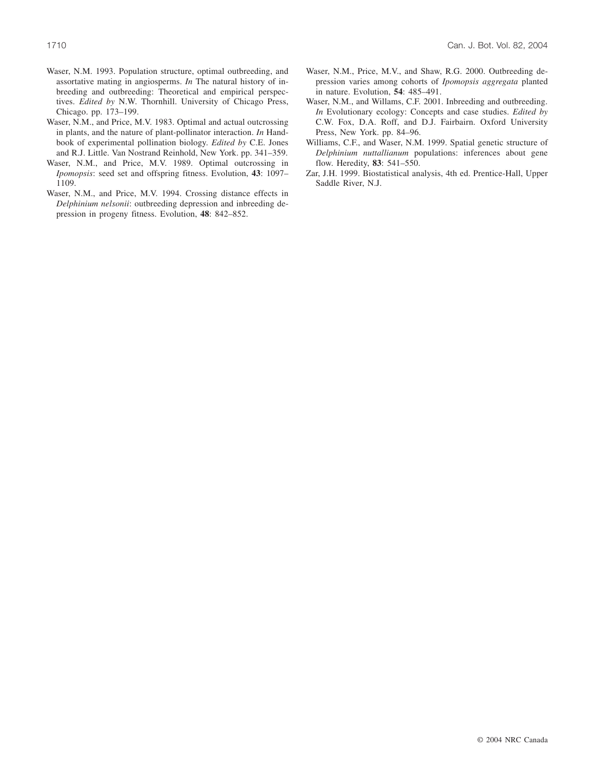Waser, N.M. 1993. Population structure, optimal outbreeding, and assortative mating in angiosperms. *In* The natural history of inbreeding and outbreeding: Theoretical and empirical perspectives. *Edited by* N.W. Thornhill. University of Chicago Press, Chicago. pp. 173–199.

Waser, N.M., and Price, M.V. 1983. Optimal and actual outcrossing in plants, and the nature of plant-pollinator interaction. *In* Handbook of experimental pollination biology. *Edited by* C.E. Jones and R.J. Little. Van Nostrand Reinhold, New York. pp. 341–359.

Waser, N.M., and Price, M.V. 1989. Optimal outcrossing in *Ipomopsis*: seed set and offspring fitness. Evolution, **43**: 1097–1109.

Waser, N.M., and Price, M.V. 1994. Crossing distance effects in *Delphinium nelsonii*: outbreeding depression and inbreeding depression in progeny fitness. Evolution, **48**: 842–852.

Waser, N.M., Price, M.V., and Shaw, R.G. 2000. Outbreeding depression varies among cohorts of *Ipomopsis aggregata* planted in nature. Evolution, **54**: 485–491.

Waser, N.M., and Willams, C.F. 2001. Inbreeding and outbreeding. *In* Evolutionary ecology: Concepts and case studies. *Edited by* C.W. Fox, D.A. Roff, and D.J. Fairbairn. Oxford University Press, New York. pp. 84–96.

Williams, C.F., and Waser, N.M. 1999. Spatial genetic structure of *Delphinium nuttallianum* populations: inferences about gene flow. Heredity, **83**: 541–550.

Zar, J.H. 1999. Biostatistical analysis, 4th ed. Prentice-Hall, Upper Saddle River, N.J.